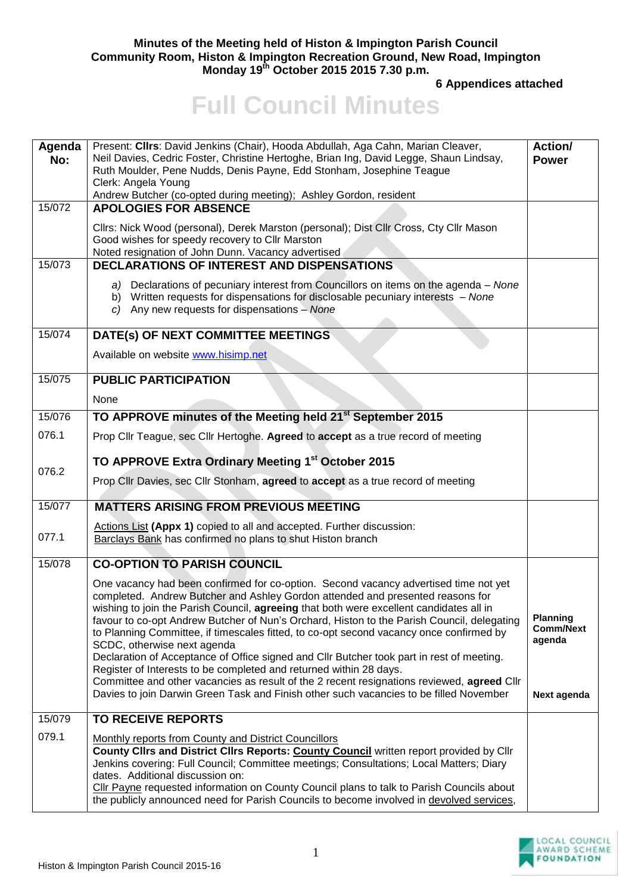**Minutes of the Meeting held of Histon & Impington Parish Council**
**Community Room, Histon & Impington Recreation Ground, New Road, Impington**
**Monday 19th October 2015 2015 7.30 p.m.**

**6 Appendices attached**

# Full Council Minutes

| Agenda No: | Present: **Cllrs**: David Jenkins (Chair), Hooda Abdullah, Aga Cahn, Marian Cleaver, Neil Davies, Cedric Foster, Christine Hertoghe, Brian Ing, David Legge, Shaun Lindsay, Ruth Moulder, Pene Nudds, Denis Payne, Edd Stonham, Josephine Teague<br>Clerk: Angela Young<br>Andrew Butcher (co-opted during meeting); Ashley Gordon, resident | Action/ Power |
|---|---|---|
| 15/072 | **APOLOGIES FOR ABSENCE**<br><br>Cllrs: Nick Wood (personal), Derek Marston (personal); Dist Cllr Cross, Cty Cllr Mason<br>Good wishes for speedy recovery to Cllr Marston<br>Noted resignation of John Dunn. Vacancy advertised | |
| 15/073 | **DECLARATIONS OF INTEREST AND DISPENSATIONS**<br><br>a) Declarations of pecuniary interest from Councillors on items on the agenda – *None*<br>b) Written requests for dispensations for disclosable pecuniary interests – *None*<br>c) Any new requests for dispensations – *None* | |
| 15/074 | **DATE(s) OF NEXT COMMITTEE MEETINGS**<br><br>Available on website www.hisimp.net | |
| 15/075 | **PUBLIC PARTICIPATION**<br><br>None | |
| 15/076 | **TO APPROVE minutes of the Meeting held 21st September 2015** | |
| 076.1 | Prop Cllr Teague, sec Cllr Hertoghe. **Agreed** to **accept** as a true record of meeting | |
| 076.2 | **TO APPROVE Extra Ordinary Meeting 1st October 2015**<br><br>Prop Cllr Davies, sec Cllr Stonham, **agreed** to **accept** as a true record of meeting | |
| 15/077 | **MATTERS ARISING FROM PREVIOUS MEETING** | |
| 077.1 | Actions List **(Appx 1)** copied to all and accepted. Further discussion:<br>Barclays Bank has confirmed no plans to shut Histon branch | |
| 15/078 | **CO-OPTION TO PARISH COUNCIL**<br><br>One vacancy had been confirmed for co-option. Second vacancy advertised time not yet completed. Andrew Butcher and Ashley Gordon attended and presented reasons for wishing to join the Parish Council, **agreeing** that both were excellent candidates all in favour to co-opt Andrew Butcher of Nun's Orchard, Histon to the Parish Council, delegating to Planning Committee, if timescales fitted, to co-opt second vacancy once confirmed by SCDC, otherwise next agenda<br>Declaration of Acceptance of Office signed and Cllr Butcher took part in rest of meeting. Register of Interests to be completed and returned within 28 days.<br>Committee and other vacancies as result of the 2 recent resignations reviewed, **agreed** Cllr Davies to join Darwin Green Task and Finish other such vacancies to be filled November | **Planning Comm/Next agenda**<br><br>**Next agenda** |
| 15/079 | **TO RECEIVE REPORTS** | |
| 079.1 | Monthly reports from County and District Councillors<br>**County Cllrs and District Cllrs Reports: County Council** written report provided by Cllr Jenkins covering: Full Council; Committee meetings; Consultations; Local Matters; Diary dates. Additional discussion on:<br>Cllr Payne requested information on County Council plans to talk to Parish Councils about the publicly announced need for Parish Councils to become involved in devolved services, | |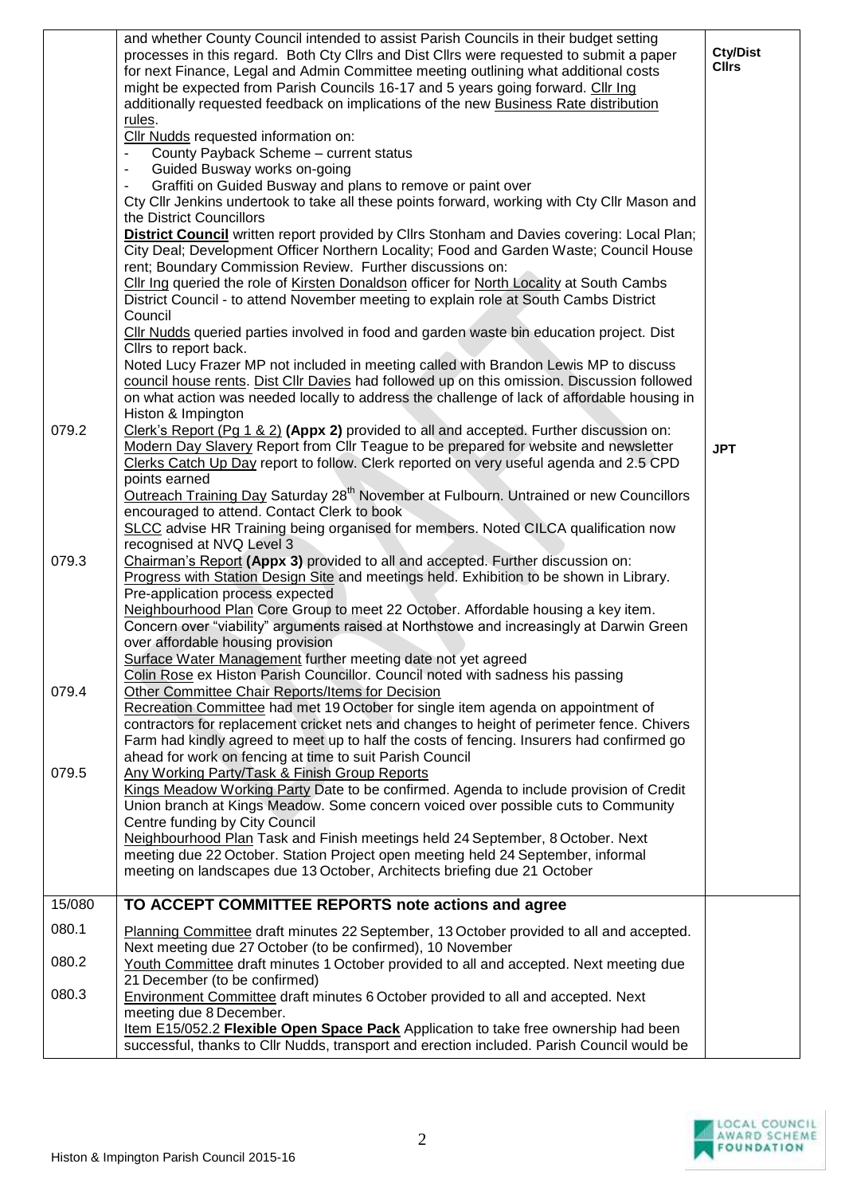| | | |
|---|---|---|
| | and whether County Council intended to assist Parish Councils in their budget setting processes in this regard. Both Cty Cllrs and Dist Cllrs were requested to submit a paper for next Finance, Legal and Admin Committee meeting outlining what additional costs might be expected from Parish Councils 16-17 and 5 years going forward. Cllr Ing additionally requested feedback on implications of the new Business Rate distribution rules.<br>Cllr Nudds requested information on:<br>- County Payback Scheme – current status<br>- Guided Busway works on-going<br>- Graffiti on Guided Busway and plans to remove or paint over<br>Cty Cllr Jenkins undertook to take all these points forward, working with Cty Cllr Mason and the District Councillors<br>**District Council** written report provided by Cllrs Stonham and Davies covering: Local Plan; City Deal; Development Officer Northern Locality; Food and Garden Waste; Council House rent; Boundary Commission Review. Further discussions on:<br>Cllr Ing queried the role of Kirsten Donaldson officer for North Locality at South Cambs District Council - to attend November meeting to explain role at South Cambs District Council<br>Cllr Nudds queried parties involved in food and garden waste bin education project. Dist Cllrs to report back.<br>Noted Lucy Frazer MP not included in meeting called with Brandon Lewis MP to discuss council house rents. Dist Cllr Davies had followed up on this omission. Discussion followed on what action was needed locally to address the challenge of lack of affordable housing in Histon & Impington | **Cty/Dist Cllrs** |
| 079.2 | Clerk's (Pg 1 & 2) **(Appx 2)** provided to all and accepted. Further discussion on:<br>Modern Day Slavery Report from Cllr Teague to be prepared for website and newsletter<br>Clerks Catch Up Day report to follow. Clerk reported on very useful agenda and 2.5 CPD points earned<br>Outreach Training Day Saturday 28th November at Fulbourn. Untrained or new Councillors encouraged to attend. Contact Clerk to book<br>SLCC advise HR Training being organised for members. Noted CILCA qualification now recognised at NVQ Level 3 | **JPT** |
| 079.3 | Chairman's Report **(Appx 3)** provided to all and accepted. Further discussion on:<br>Progress with Station Design Site and meetings held. Exhibition to be shown in Library. Pre-application process expected<br>Neighbourhood Plan Core Group to meet 22 October. Affordable housing a key item. Concern over "viability" arguments raised at Northstowe and increasingly at Darwin Green over affordable housing provision<br>Surface Water Management further meeting date not yet agreed<br>Colin Rose ex Histon Parish Councillor. Council noted with sadness his passing | |
| 079.4 | Other Committee Chair Reports/Items for Decision<br>Recreation Committee had met 19 October for single item agenda on appointment of contractors for replacement cricket nets and changes to height of perimeter fence. Chivers Farm had kindly agreed to meet up to half the costs of fencing. Insurers had confirmed go ahead for work on fencing at time to suit Parish Council | |
| 079.5 | Any Working Party/Task & Finish Group Reports<br>Kings Meadow Working Party Date to be confirmed. Agenda to include provision of Credit Union branch at Kings Meadow. Some concern voiced over possible cuts to Community Centre funding by City Council<br>Neighbourhood Plan Task and Finish meetings held 24 September, 8 October. Next meeting due 22 October. Station Project open meeting held 24 September, informal meeting on landscapes due 13 October, Architects briefing due 21 October | |
| 15/080 | **TO ACCEPT COMMITTEE REPORTS note actions and agree** | |
| 080.1 | Planning Committee draft minutes 22 September, 13 October provided to all and accepted. Next meeting due 27 October (to be confirmed), 10 November | |
| 080.2 | Youth Committee draft minutes 1 October provided to all and accepted. Next meeting due 21 December (to be confirmed) | |
| 080.3 | Environment Committee draft minutes 6 October provided to all and accepted. Next meeting due 8 December.<br>Item E15/052.2 **Flexible Open Space Pack** Application to take free ownership had been successful, thanks to Cllr Nudds, transport and erection included. Parish Council would be | |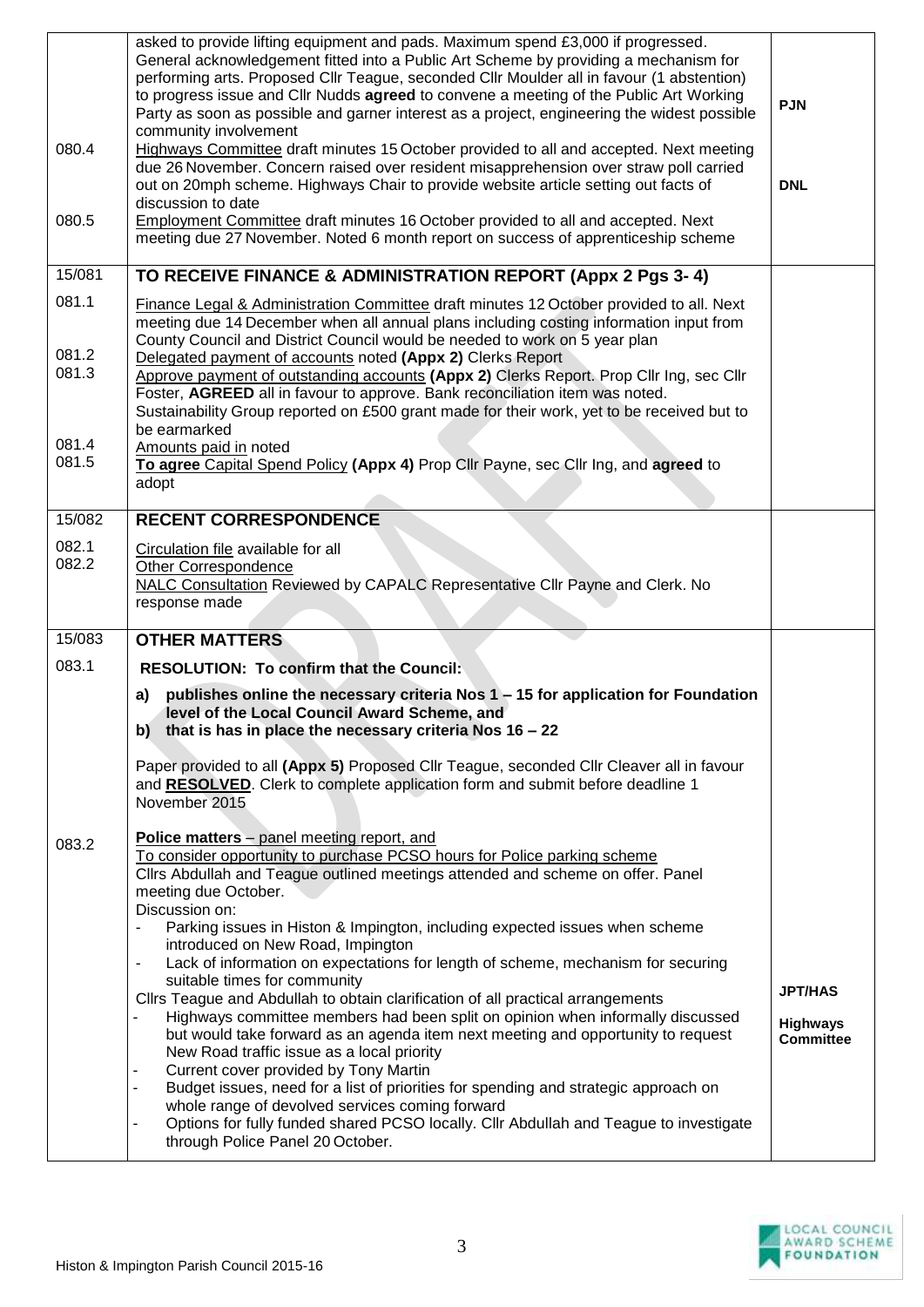| | | |
|---|---|---|
| | asked to provide lifting equipment and pads. Maximum spend £3,000 if progressed. General acknowledgement fitted into a Public Art Scheme by providing a mechanism for performing arts. Proposed Cllr Teague, seconded Cllr Moulder all in favour (1 abstention) to progress issue and Cllr Nudds **agreed** to convene a meeting of the Public Art Working Party as soon as possible and garner interest as a project, engineering the widest possible community involvement | **PJN** |
| 080.4 | Highways Committee draft minutes 15 October provided to all and accepted. Next meeting due 26 November. Concern raised over resident misapprehension over straw poll carried out on 20mph scheme. Highways Chair to provide website article setting out facts of discussion to date | **DNL** |
| 080.5 | Employment Committee draft minutes 16 October provided to all and accepted. Next meeting due 27 November. Noted 6 month report on success of apprenticeship scheme | |
| 15/081 | **TO RECEIVE FINANCE & ADMINISTRATION REPORT (Appx 2 Pgs 3- 4)** | |
| 081.1 | Finance Legal & Administration Committee draft minutes 12 October provided to all. Next meeting due 14 December when all annual plans including costing information input from County Council and District Council would be needed to work on 5 year plan | |
| 081.2 | Delegated payment of accounts noted **(Appx 2)** Clerks Report | |
| 081.3 | Approve payment of outstanding accounts **(Appx 2)** Clerks Report. Prop Cllr Ing, sec Cllr Foster, **AGREED** all in favour to approve. Bank reconciliation item was noted. Sustainability Group reported on £500 grant made for their work, yet to be received but to be earmarked | |
| 081.4 | Amounts paid in noted | |
| 081.5 | **To agree** Capital Spend Policy **(Appx 4)** Prop Cllr Payne, sec Cllr Ing, and **agreed** to adopt | |
| 15/082 | **RECENT CORRESPONDENCE** | |
| 082.1 | Circulation file available for all | |
| 082.2 | Other Correspondence<br>NALC Consultation Reviewed by CAPALC Representative Cllr Payne and Clerk. No response made | |
| 15/083 | **OTHER MATTERS** | |
| 083.1 | **RESOLUTION: To confirm that the Council:**<br>**a) publishes online the necessary criteria Nos 1 – 15 for application for Foundation level of the Local Council Award Scheme, and**<br>**b) that is has in place the necessary criteria Nos 16 – 22**<br><br>Paper provided to all **(Appx 5)** Proposed Cllr Teague, seconded Cllr Cleaver all in favour and **RESOLVED**. Clerk to complete application form and submit before deadline 1 November 2015 | |
| 083.2 | **Police matters** – panel meeting report, and<br>To consider opportunity to purchase PCSO hours for Police parking scheme<br>Cllrs Abdullah and Teague outlined meetings attended and scheme on offer. Panel meeting due October.<br>Discussion on:<br>- Parking issues in Histon & Impington, including expected issues when scheme introduced on New Road, Impington<br>- Lack of information on expectations for length of scheme, mechanism for securing suitable times for community<br>Cllrs Teague and Abdullah to obtain clarification of all practical arrangements<br>- Highways committee members had been split on opinion when informally discussed but would take forward as an agenda item next meeting and opportunity to request New Road traffic issue as a local priority<br>- Current cover provided by Tony Martin<br>- Budget issues, need for a list of priorities for spending and strategic approach on whole range of devolved services coming forward<br>- Options for fully funded shared PCSO locally. Cllr Abdullah and Teague to investigate through Police Panel 20 October. | **JPT/HAS**<br><br>**Highways Committee** |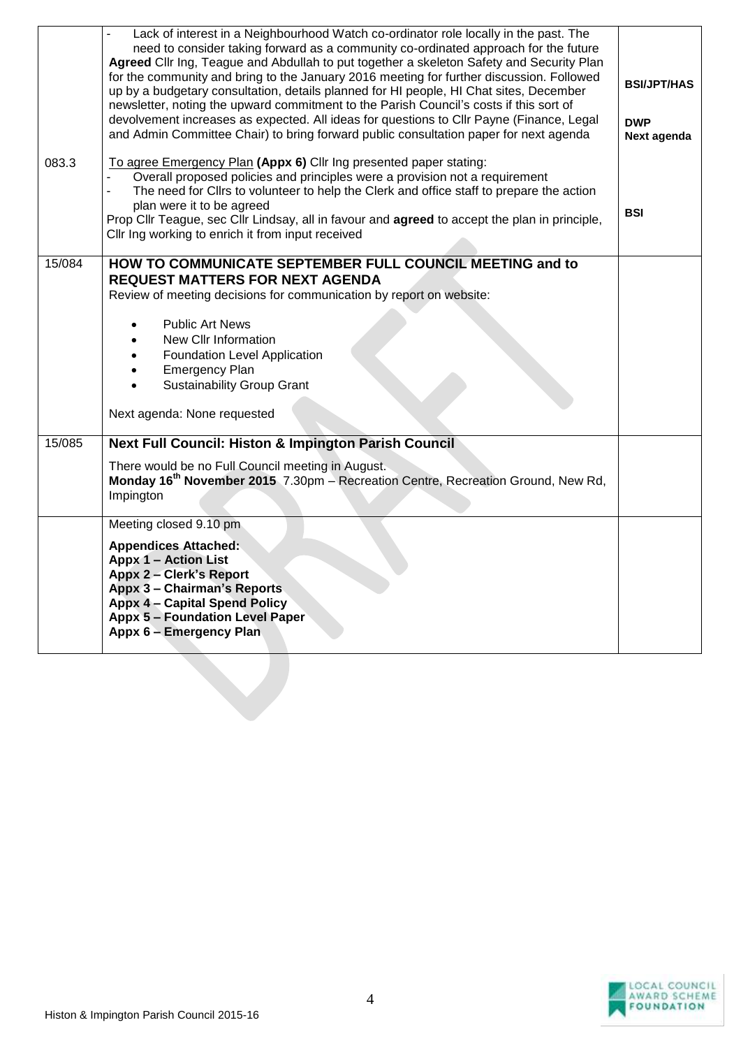| | | |
|---|---|---|
| | - Lack of interest in a Neighbourhood Watch co-ordinator role locally in the past. The need to consider taking forward as a community co-ordinated approach for the future<br>**Agreed** Cllr Ing, Teague and Abdullah to put together a skeleton Safety and Security Plan for the community and bring to the January 2016 meeting for further discussion. Followed up by a budgetary consultation, details planned for HI people, HI Chat sites, December newsletter, noting the upward commitment to the Parish Council's costs if this sort of devolvement increases as expected. All ideas for questions to Cllr Payne (Finance, Legal and Admin Committee Chair) to bring forward public consultation paper for next agenda | **BSI/JPT/HAS**<br><br>**DWP**<br>**Next agenda** |
| 083.3 | To agree Emergency Plan **(Appx 6)** Cllr Ing presented paper stating:<br>- Overall proposed policies and principles were a provision not a requirement<br>- The need for Cllrs to volunteer to help the Clerk and office staff to prepare the action plan were it to be agreed<br>Prop Cllr Teague, sec Cllr Lindsay, all in favour and **agreed** to accept the plan in principle, Cllr Ing working to enrich it from input received | **BSI** |
| 15/084 | **HOW TO COMMUNICATE SEPTEMBER FULL COUNCIL MEETING and to REQUEST MATTERS FOR NEXT AGENDA**<br>Review of meeting decisions for communication by report on website:<br>• Public Art News<br>• New Cllr Information<br>• Foundation Level Application<br>• Emergency Plan<br>• Sustainability Group Grant<br><br>Next agenda: None requested | |
| 15/085 | **Next Full Council: Histon & Impington Parish Council**<br>There would be no Full Council meeting in August.<br>**Monday 16th November 2015** 7.30pm – Recreation Centre, Recreation Ground, New Rd, Impington | |
| | Meeting closed 9.10 pm<br>**Appendices Attached:**<br>**Appx 1 – Action List**<br>**Appx 2 – Clerk's Report**<br>**Appx 3 – Chairman's Reports**<br>**Appx 4 – Capital Spend Policy**<br>**Appx 5 – Foundation Level Paper**<br>**Appx 6 – Emergency Plan** | |